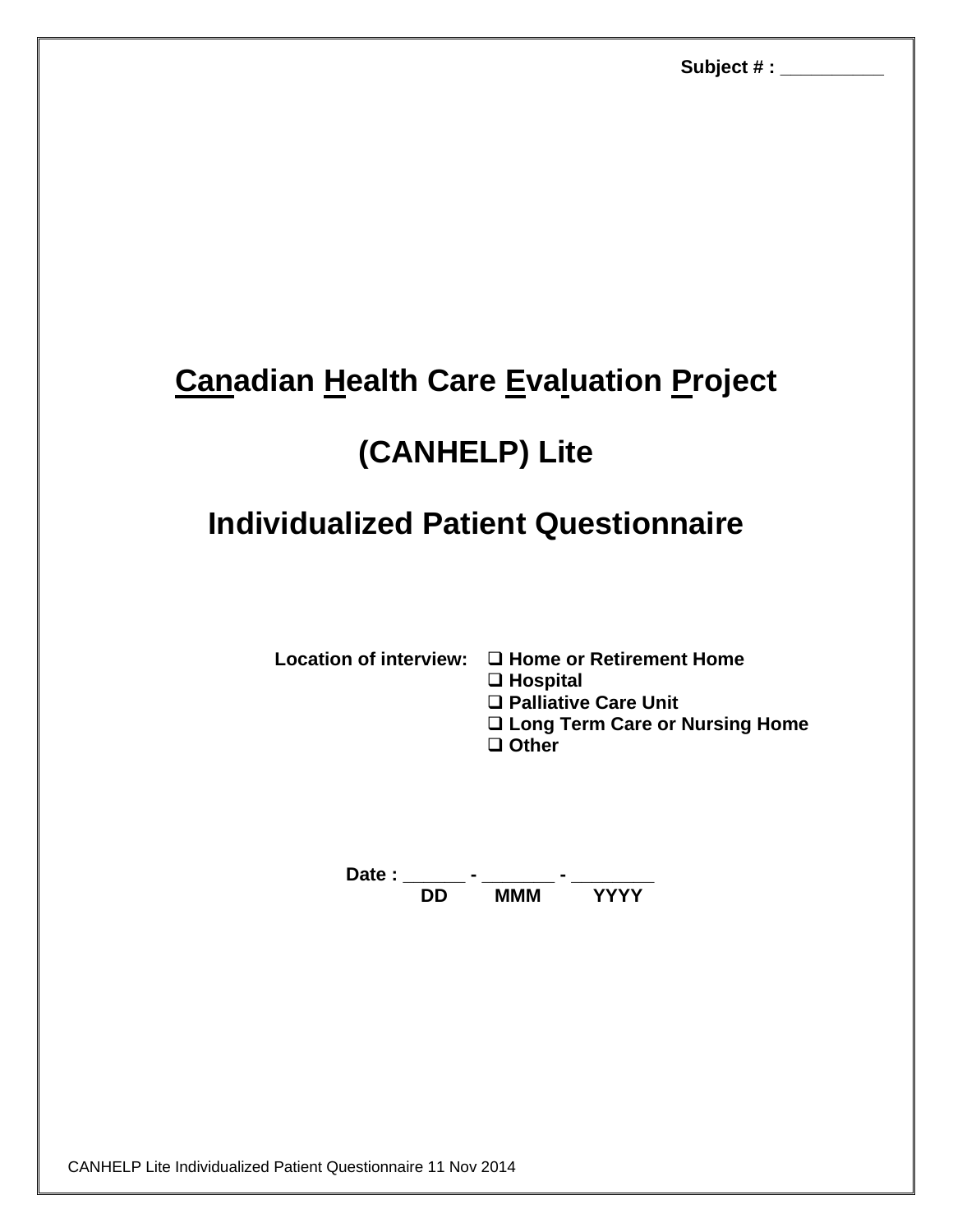**Subject # : __________**

# Canadian Health Care Evaluation Project

# (CANHELP) Lite

# Individualized Patient Questionnaire

**Location of interview:**

- ❑ **Home or Retirement Home**
- ❑ **Hospital**
- ❑ **Palliative Care Unit**
- ❑ **Long Term Care or Nursing Home**
- ❑ **Other**

**Date : ______ - _______ - ________**
**DD MMM YYYY**

CANHELP Lite Individualized Patient Questionnaire 11 Nov 2014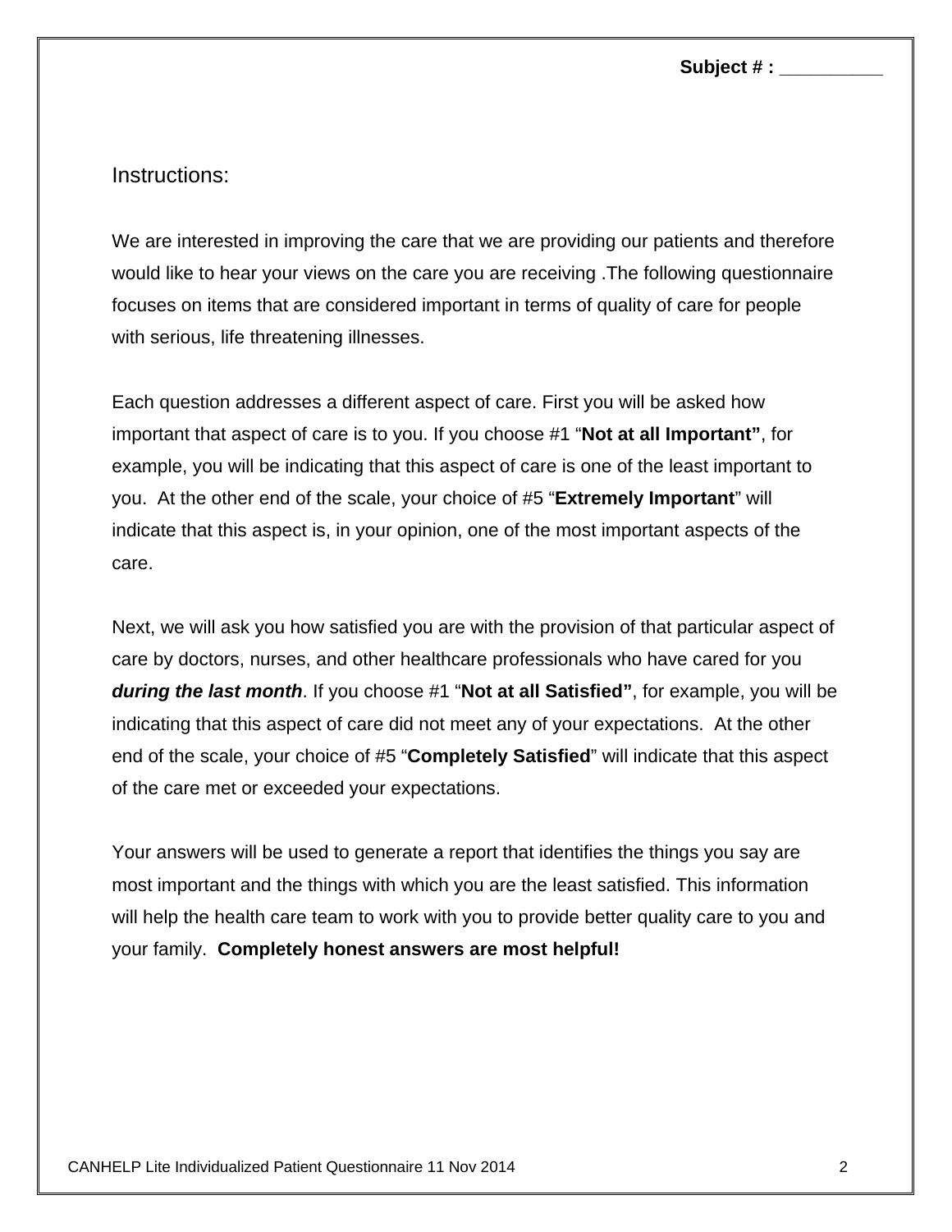**Subject # : __________**

Instructions:

We are interested in improving the care that we are providing our patients and therefore would like to hear your views on the care you are receiving .The following questionnaire focuses on items that are considered important in terms of quality of care for people with serious, life threatening illnesses.

Each question addresses a different aspect of care. First you will be asked how important that aspect of care is to you. If you choose #1 “**Not at all Important”**, for example, you will be indicating that this aspect of care is one of the least important to you. At the other end of the scale, your choice of #5 “**Extremely Important**” will indicate that this aspect is, in your opinion, one of the most important aspects of the care.

Next, we will ask you how satisfied you are with the provision of that particular aspect of care by doctors, nurses, and other healthcare professionals who have cared for you ***during the last month***. If you choose #1 “**Not at all Satisfied”**, for example, you will be indicating that this aspect of care did not meet any of your expectations. At the other end of the scale, your choice of #5 “**Completely Satisfied**” will indicate that this aspect of the care met or exceeded your expectations.

Your answers will be used to generate a report that identifies the things you say are most important and the things with which you are the least satisfied. This information will help the health care team to work with you to provide better quality care to you and your family. **Completely honest answers are most helpful!**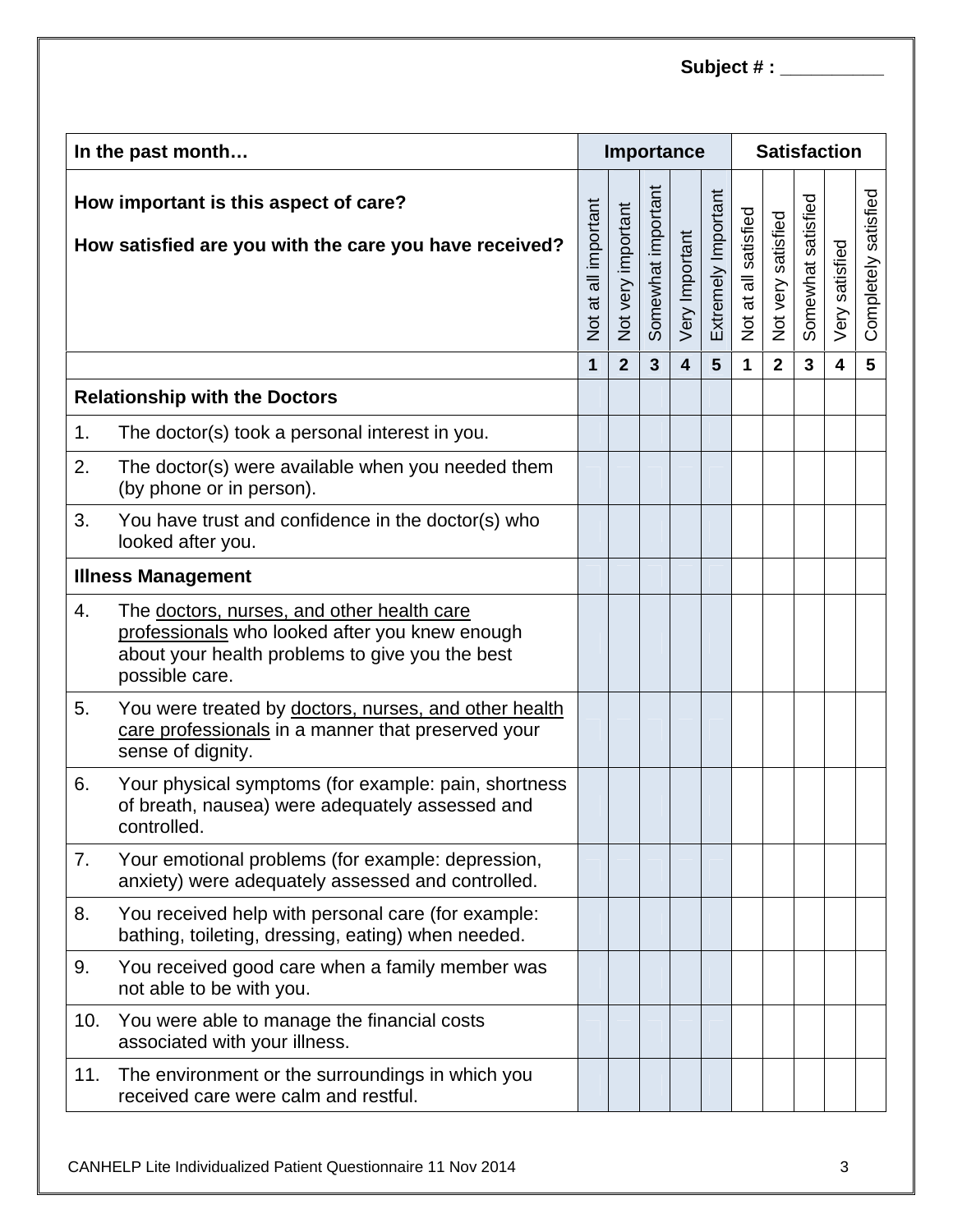**Subject # : __________**

| In the past month… | Importance | | | | | Satisfaction | | | | |
|---|---|---|---|---|---|---|---|---|---|---|
| **How important is this aspect of care?**<br><br>**How satisfied are you with the care you have received?** | Not at all important | Not very important | Somewhat important | Very Important | Extremely Important | Not at all satisfied | Not very satisfied | Somewhat satisfied | Very satisfied | Completely satisfied |
| | **1** | **2** | **3** | **4** | **5** | **1** | **2** | **3** | **4** | **5** |
| **Relationship with the Doctors** | | | | | | | | | | |
| 1. The doctor(s) took a personal interest in you. | | | | | | | | | | |
| 2. The doctor(s) were available when you needed them (by phone or in person). | | | | | | | | | | |
| 3. You have trust and confidence in the doctor(s) who looked after you. | | | | | | | | | | |
| **Illness Management** | | | | | | | | | | |
| 4. The doctors, nurses, and other health care professionals who looked after you knew enough about your health problems to give you the best possible care. | | | | | | | | | | |
| 5. You were treated by doctors, nurses, and other health care professionals in a manner that preserved your sense of dignity. | | | | | | | | | | |
| 6. Your physical symptoms (for example: pain, shortness of breath, nausea) were adequately assessed and controlled. | | | | | | | | | | |
| 7. Your emotional problems (for example: depression, anxiety) were adequately assessed and controlled. | | | | | | | | | | |
| 8. You received help with personal care (for example: bathing, toileting, dressing, eating) when needed. | | | | | | | | | | |
| 9. You received good care when a family member was not able to be with you. | | | | | | | | | | |
| 10. You were able to manage the financial costs associated with your illness. | | | | | | | | | | |
| 11. The environment or the surroundings in which you received care were calm and restful. | | | | | | | | | | |

CANHELP Lite Individualized Patient Questionnaire 11 Nov 2014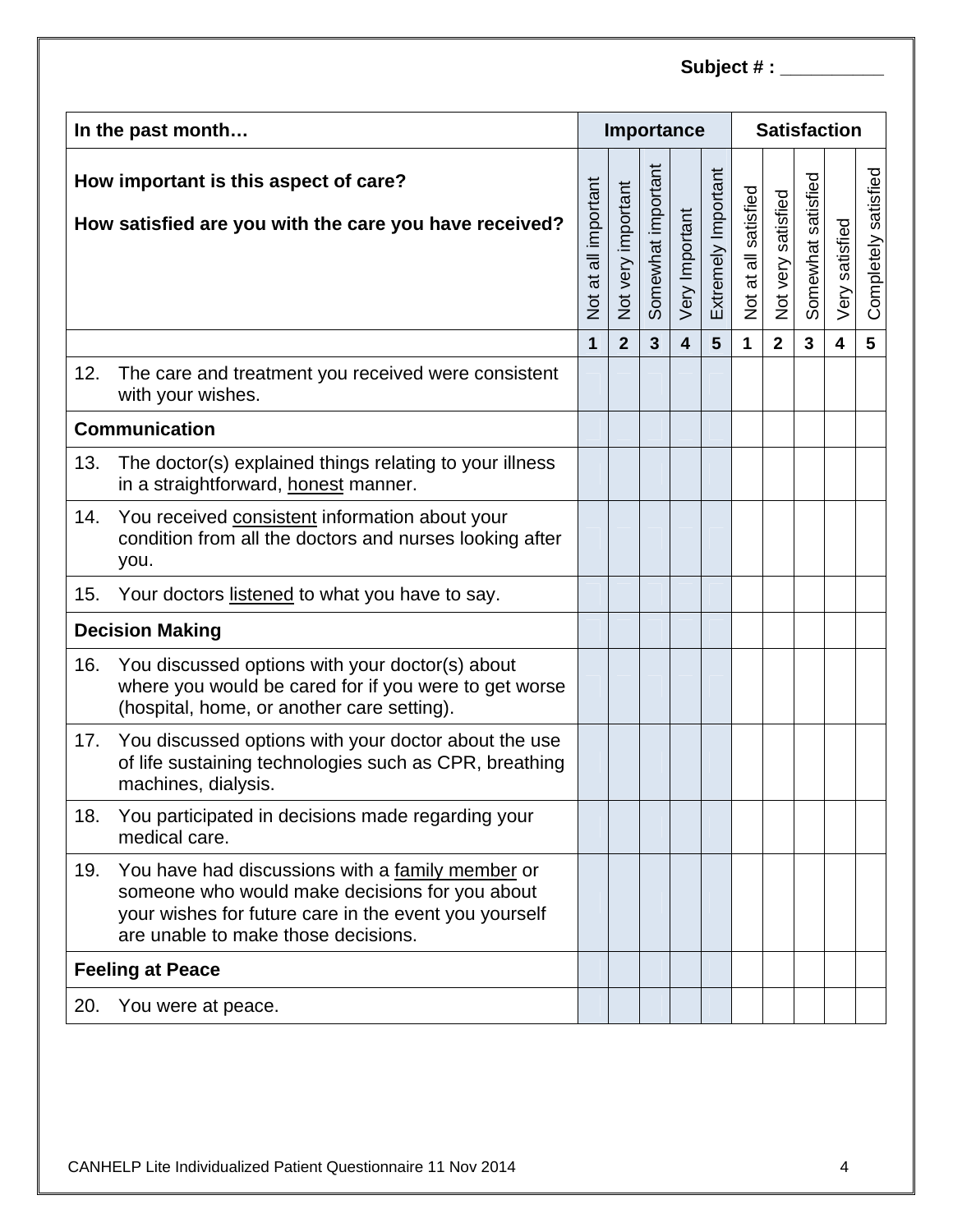Subject # : __________

| In the past month… | Importance | | | | | Satisfaction | | | | |
|---|---|---|---|---|---|---|---|---|---|---|
| How important is this aspect of care?<br><br>How satisfied are you with the care you have received? | Not at all important | Not very important | Somewhat important | Very Important | Extremely Important | Not at all satisfied | Not very satisfied | Somewhat satisfied | Very satisfied | Completely satisfied |
| | 1 | 2 | 3 | 4 | 5 | 1 | 2 | 3 | 4 | 5 |
| 12. The care and treatment you received were consistent with your wishes. | | | | | | | | | | |
| **Communication** | | | | | | | | | | |
| 13. The doctor(s) explained things relating to your illness in a straightforward, honest manner. | | | | | | | | | | |
| 14. You received consistent information about your condition from all the doctors and nurses looking after you. | | | | | | | | | | |
| 15. Your doctors listened to what you have to say. | | | | | | | | | | |
| **Decision Making** | | | | | | | | | | |
| 16. You discussed options with your doctor(s) about where you would be cared for if you were to get worse (hospital, home, or another care setting). | | | | | | | | | | |
| 17. You discussed options with your doctor about the use of life sustaining technologies such as CPR, breathing machines, dialysis. | | | | | | | | | | |
| 18. You participated in decisions made regarding your medical care. | | | | | | | | | | |
| 19. You have had discussions with a family member or someone who would make decisions for you about your wishes for future care in the event you yourself are unable to make those decisions. | | | | | | | | | | |
| **Feeling at Peace** | | | | | | | | | | |
| 20. You were at peace. | | | | | | | | | | |

CANHELP Lite Individualized Patient Questionnaire 11 Nov 2014